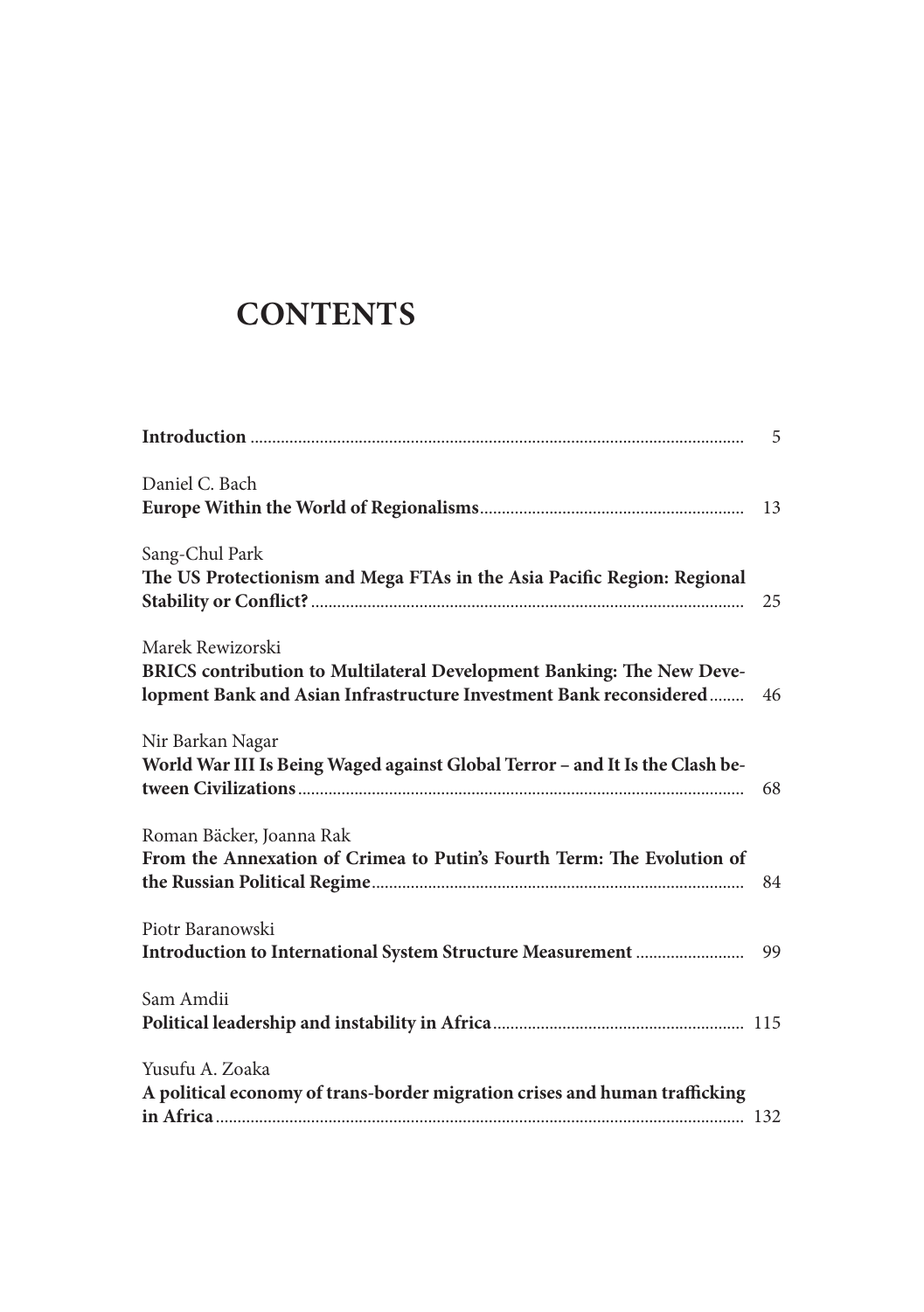# CONTENTS

**Introduction** ..... 5

Daniel C. Bach
**Europe Within the World of Regionalisms** ..... 13

Sang-Chul Park
**The US Protectionism and Mega FTAs in the Asia Pacific Region: Regional Stability or Conflict?** ..... 25

Marek Rewizorski
**BRICS contribution to Multilateral Development Banking: The New Development Bank and Asian Infrastructure Investment Bank reconsidered** ..... 46

Nir Barkan Nagar
**World War III Is Being Waged against Global Terror – and It Is the Clash between Civilizations** ..... 68

Roman Bäcker, Joanna Rak
**From the Annexation of Crimea to Putin's Fourth Term: The Evolution of the Russian Political Regime** ..... 84

Piotr Baranowski
**Introduction to International System Structure Measurement** ..... 99

Sam Amdii
**Political leadership and instability in Africa** ..... 115

Yusufu A. Zoaka
**A political economy of trans-border migration crises and human trafficking in Africa** ..... 132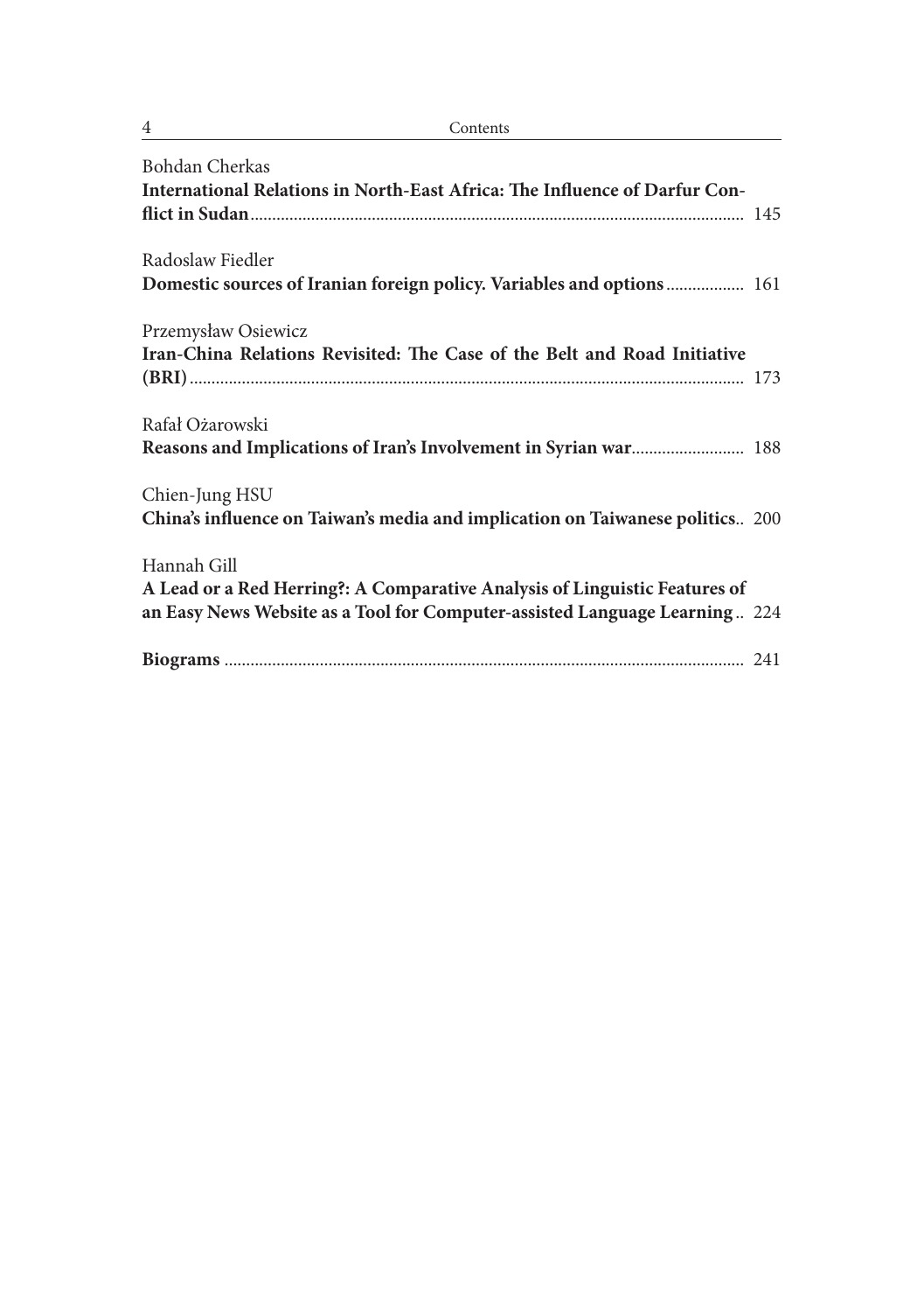Bohdan Cherkas
**International Relations in North-East Africa: The Influence of Darfur Conflict in Sudan** ........ 145

Radoslaw Fiedler
**Domestic sources of Iranian foreign policy. Variables and options** ........ 161

Przemysław Osiewicz
**Iran-China Relations Revisited: The Case of the Belt and Road Initiative (BRI)** ........ 173

Rafał Ożarowski
**Reasons and Implications of Iran's Involvement in Syrian war** ........ 188

Chien-Jung HSU
**China's influence on Taiwan's media and implication on Taiwanese politics** .. 200

Hannah Gill
**A Lead or a Red Herring?: A Comparative Analysis of Linguistic Features of an Easy News Website as a Tool for Computer-assisted Language Learning** .. 224

**Biograms** ........ 241